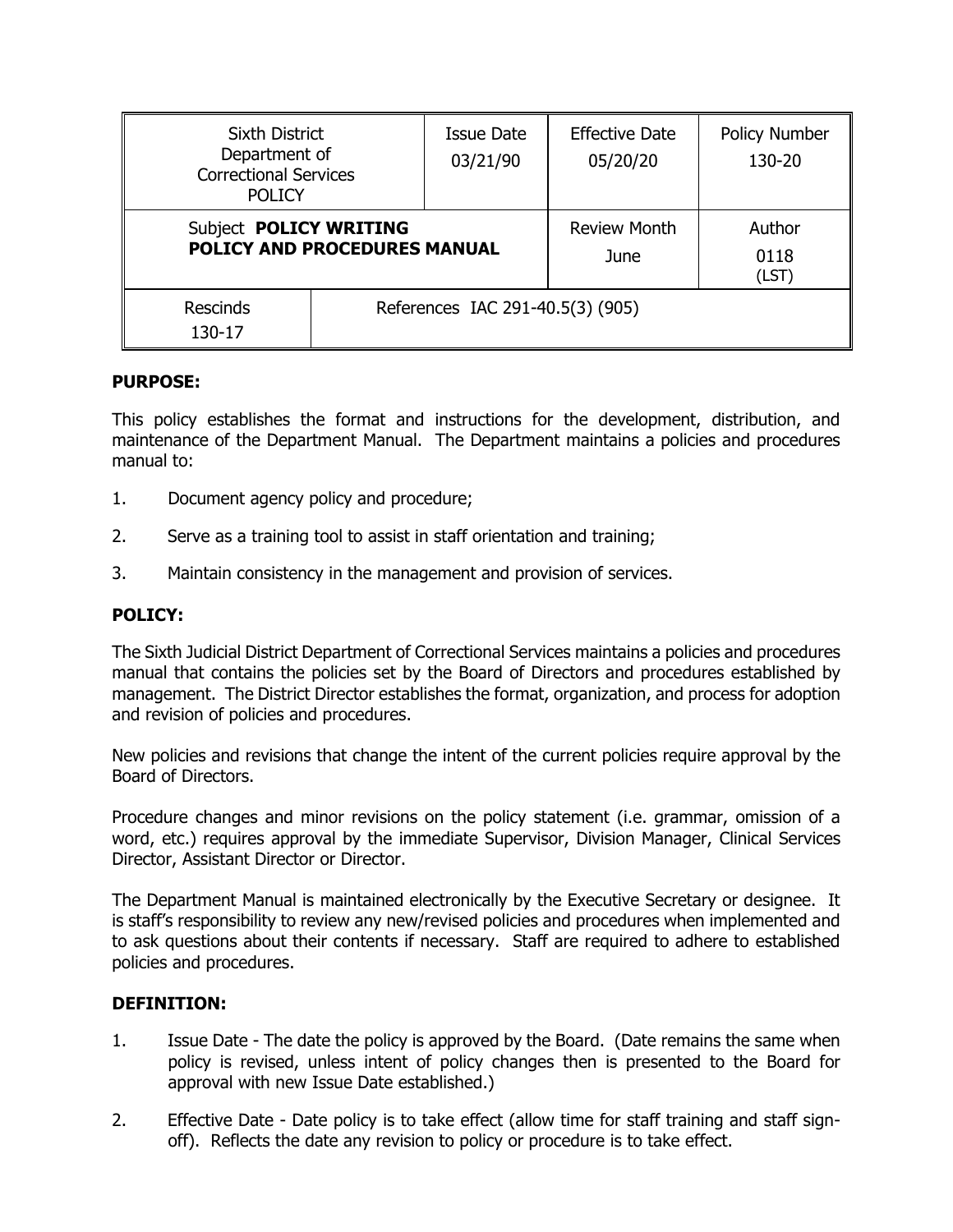| Sixth District Department of Correctional Services POLICY | | Issue Date 03/21/90 | Effective Date 05/20/20 | Policy Number 130-20 |
|---|---|---|---|---|
| Subject **POLICY WRITING POLICY AND PROCEDURES MANUAL** | | | Review Month June | Author 0118 (LST) |
| Rescinds 130-17 | References IAC 291-40.5(3) (905) | | | |

**PURPOSE:**

This policy establishes the format and instructions for the development, distribution, and maintenance of the Department Manual. The Department maintains a policies and procedures manual to:

1. Document agency policy and procedure;
2. Serve as a training tool to assist in staff orientation and training;
3. Maintain consistency in the management and provision of services.

**POLICY:**

The Sixth Judicial District Department of Correctional Services maintains a policies and procedures manual that contains the policies set by the Board of Directors and procedures established by management. The District Director establishes the format, organization, and process for adoption and revision of policies and procedures.

New policies and revisions that change the intent of the current policies require approval by the Board of Directors.

Procedure changes and minor revisions on the policy statement (i.e. grammar, omission of a word, etc.) requires approval by the immediate Supervisor, Division Manager, Clinical Services Director, Assistant Director or Director.

The Department Manual is maintained electronically by the Executive Secretary or designee. It is staff's responsibility to review any new/revised policies and procedures when implemented and to ask questions about their contents if necessary. Staff are required to adhere to established policies and procedures.

**DEFINITION:**

1. Issue Date - The date the policy is approved by the Board. (Date remains the same when policy is revised, unless intent of policy changes then is presented to the Board for approval with new Issue Date established.)
2. Effective Date - Date policy is to take effect (allow time for staff training and staff sign-off). Reflects the date any revision to policy or procedure is to take effect.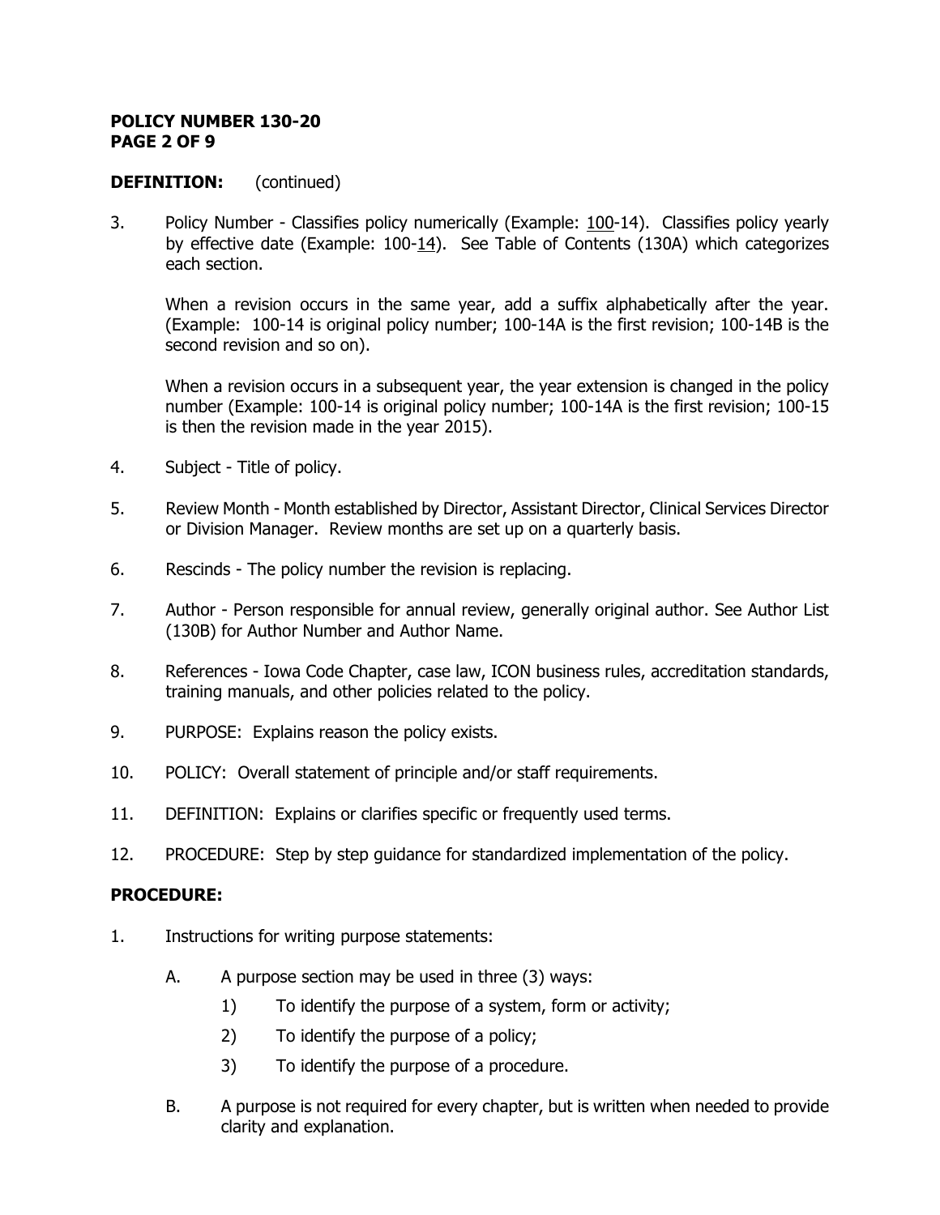**POLICY NUMBER 130-20**
**PAGE 2 OF 9**

**DEFINITION:** (continued)

3. Policy Number - Classifies policy numerically (Example: <u>100</u>-14). Classifies policy yearly by effective date (Example: 100-<u>14</u>). See Table of Contents (130A) which categorizes each section.

   When a revision occurs in the same year, add a suffix alphabetically after the year. (Example: 100-14 is original policy number; 100-14A is the first revision; 100-14B is the second revision and so on).

   When a revision occurs in a subsequent year, the year extension is changed in the policy number (Example: 100-14 is original policy number; 100-14A is the first revision; 100-15 is then the revision made in the year 2015).

4. Subject - Title of policy.

5. Review Month - Month established by Director, Assistant Director, Clinical Services Director or Division Manager. Review months are set up on a quarterly basis.

6. Rescinds - The policy number the revision is replacing.

7. Author - Person responsible for annual review, generally original author. See Author List (130B) for Author Number and Author Name.

8. References - Iowa Code Chapter, case law, ICON business rules, accreditation standards, training manuals, and other policies related to the policy.

9. PURPOSE: Explains reason the policy exists.

10. POLICY: Overall statement of principle and/or staff requirements.

11. DEFINITION: Explains or clarifies specific or frequently used terms.

12. PROCEDURE: Step by step guidance for standardized implementation of the policy.

**PROCEDURE:**

1. Instructions for writing purpose statements:

   A. A purpose section may be used in three (3) ways:

      1) To identify the purpose of a system, form or activity;

      2) To identify the purpose of a policy;

      3) To identify the purpose of a procedure.

   B. A purpose is not required for every chapter, but is written when needed to provide clarity and explanation.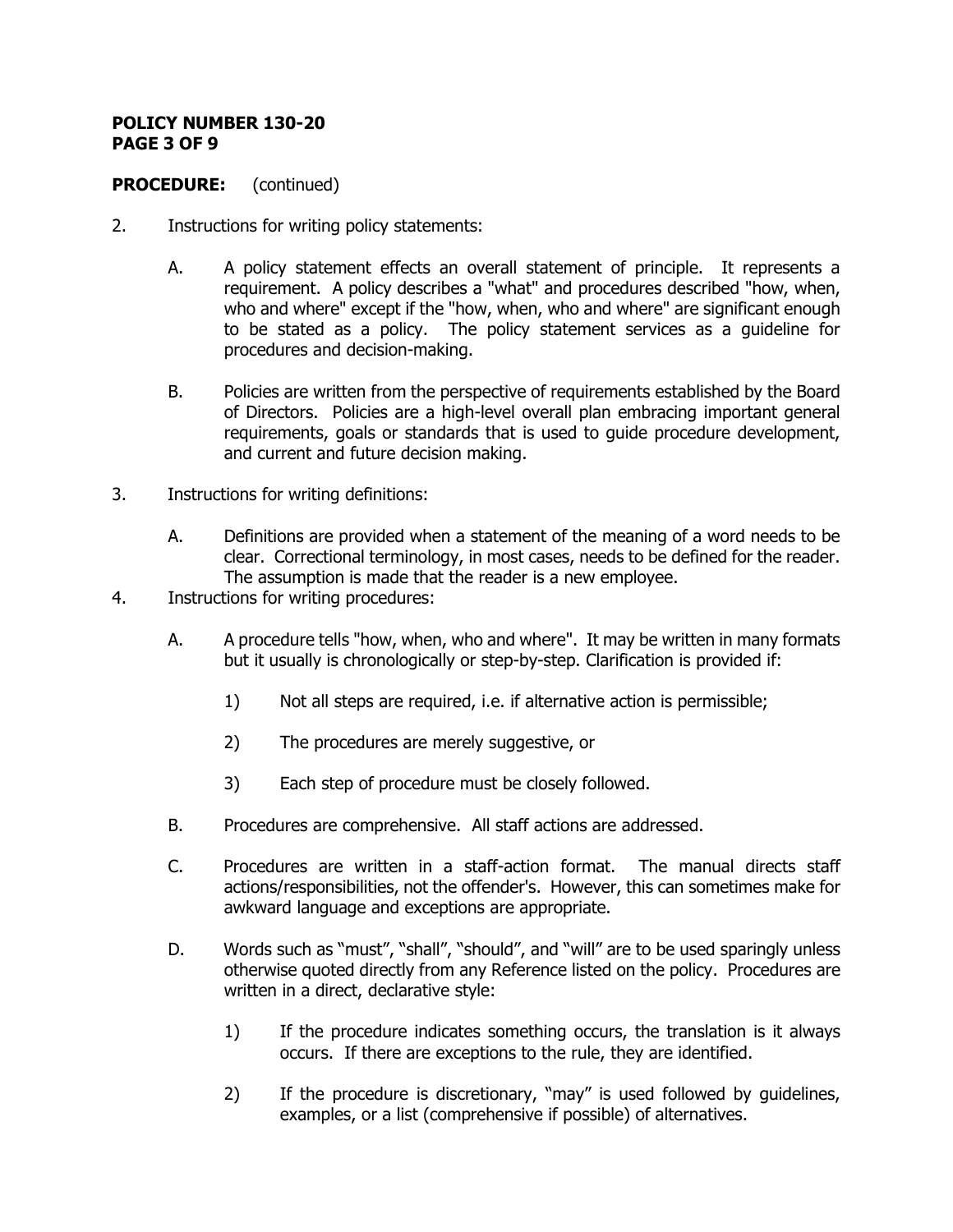**POLICY NUMBER 130-20**
**PAGE 3 OF 9**

**PROCEDURE:** (continued)

2. Instructions for writing policy statements:

   A. A policy statement effects an overall statement of principle. It represents a requirement. A policy describes a "what" and procedures described "how, when, who and where" except if the "how, when, who and where" are significant enough to be stated as a policy. The policy statement services as a guideline for procedures and decision-making.

   B. Policies are written from the perspective of requirements established by the Board of Directors. Policies are a high-level overall plan embracing important general requirements, goals or standards that is used to guide procedure development, and current and future decision making.

3. Instructions for writing definitions:

   A. Definitions are provided when a statement of the meaning of a word needs to be clear. Correctional terminology, in most cases, needs to be defined for the reader. The assumption is made that the reader is a new employee.

4. Instructions for writing procedures:

   A. A procedure tells "how, when, who and where". It may be written in many formats but it usually is chronologically or step-by-step. Clarification is provided if:

      1) Not all steps are required, i.e. if alternative action is permissible;

      2) The procedures are merely suggestive, or

      3) Each step of procedure must be closely followed.

   B. Procedures are comprehensive. All staff actions are addressed.

   C. Procedures are written in a staff-action format. The manual directs staff actions/responsibilities, not the offender's. However, this can sometimes make for awkward language and exceptions are appropriate.

   D. Words such as "must", "shall", "should", and "will" are to be used sparingly unless otherwise quoted directly from any Reference listed on the policy. Procedures are written in a direct, declarative style:

      1) If the procedure indicates something occurs, the translation is it always occurs. If there are exceptions to the rule, they are identified.

      2) If the procedure is discretionary, "may" is used followed by guidelines, examples, or a list (comprehensive if possible) of alternatives.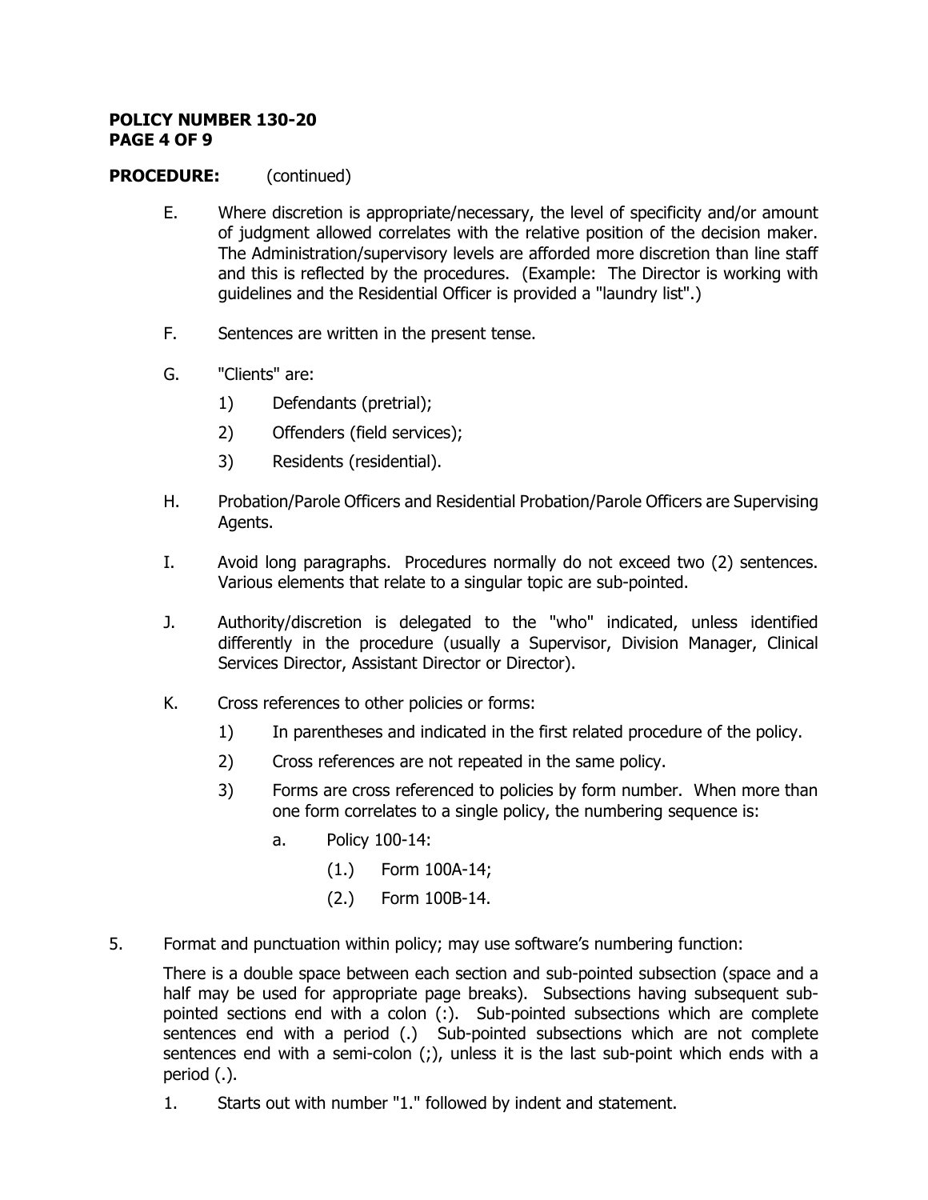**PROCEDURE:** (continued)

E. Where discretion is appropriate/necessary, the level of specificity and/or amount of judgment allowed correlates with the relative position of the decision maker. The Administration/supervisory levels are afforded more discretion than line staff and this is reflected by the procedures. (Example: The Director is working with guidelines and the Residential Officer is provided a "laundry list".)

F. Sentences are written in the present tense.

G. "Clients" are:

  1) Defendants (pretrial);

  2) Offenders (field services);

  3) Residents (residential).

H. Probation/Parole Officers and Residential Probation/Parole Officers are Supervising Agents.

I. Avoid long paragraphs. Procedures normally do not exceed two (2) sentences. Various elements that relate to a singular topic are sub-pointed.

J. Authority/discretion is delegated to the "who" indicated, unless identified differently in the procedure (usually a Supervisor, Division Manager, Clinical Services Director, Assistant Director or Director).

K. Cross references to other policies or forms:

  1) In parentheses and indicated in the first related procedure of the policy.

  2) Cross references are not repeated in the same policy.

  3) Forms are cross referenced to policies by form number. When more than one form correlates to a single policy, the numbering sequence is:

    a. Policy 100-14:

      (1.) Form 100A-14;

      (2.) Form 100B-14.

5. Format and punctuation within policy; may use software's numbering function:

There is a double space between each section and sub-pointed subsection (space and a half may be used for appropriate page breaks). Subsections having subsequent sub-pointed sections end with a colon (:). Sub-pointed subsections which are complete sentences end with a period (.) Sub-pointed subsections which are not complete sentences end with a semi-colon (;), unless it is the last sub-point which ends with a period (.).

  1. Starts out with number "1." followed by indent and statement.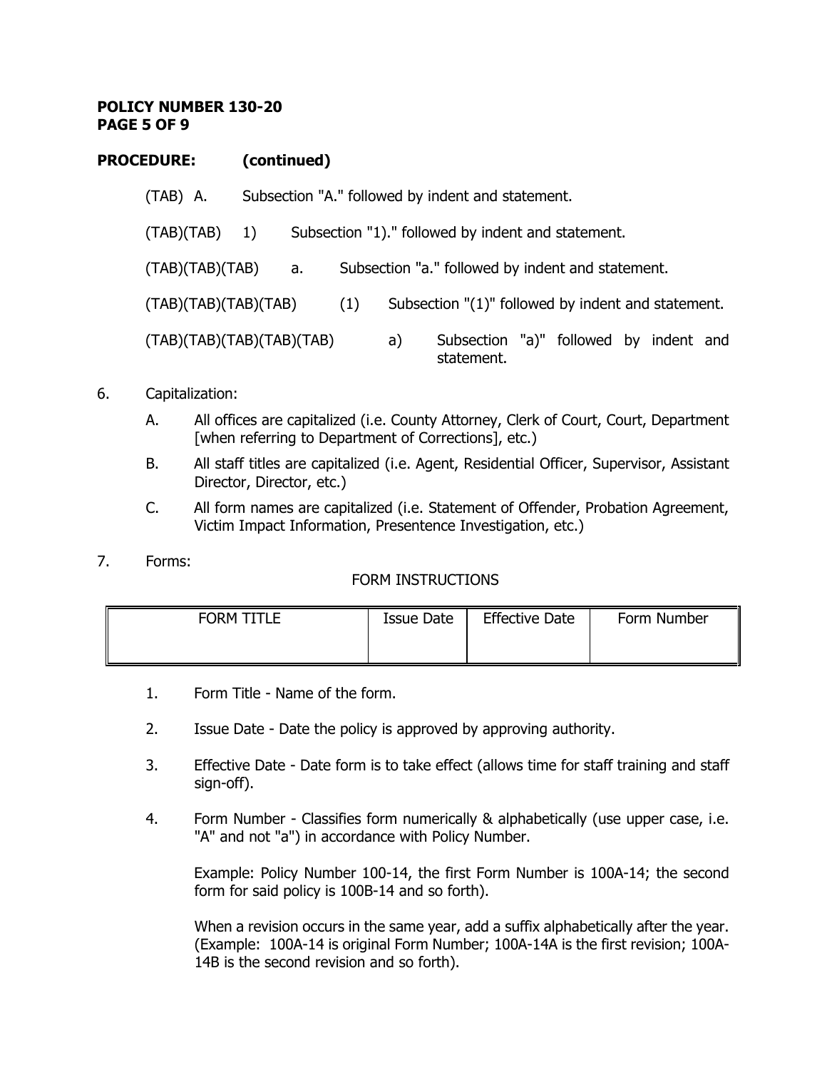**PROCEDURE: (continued)**

(TAB) A. Subsection "A." followed by indent and statement.

(TAB)(TAB) 1) Subsection "1)." followed by indent and statement.

(TAB)(TAB)(TAB) a. Subsection "a." followed by indent and statement.

(TAB)(TAB)(TAB)(TAB) (1) Subsection "(1)" followed by indent and statement.

(TAB)(TAB)(TAB)(TAB)(TAB) a) Subsection "a)" followed by indent and statement.

6. Capitalization:

   A. All offices are capitalized (i.e. County Attorney, Clerk of Court, Court, Department [when referring to Department of Corrections], etc.)

   B. All staff titles are capitalized (i.e. Agent, Residential Officer, Supervisor, Assistant Director, Director, etc.)

   C. All form names are capitalized (i.e. Statement of Offender, Probation Agreement, Victim Impact Information, Presentence Investigation, etc.)

7. Forms:

FORM INSTRUCTIONS

| FORM TITLE | Issue Date | Effective Date | Form Number |
|---|---|---|---|
| | | | |

1. Form Title - Name of the form.

2. Issue Date - Date the policy is approved by approving authority.

3. Effective Date - Date form is to take effect (allows time for staff training and staff sign-off).

4. Form Number - Classifies form numerically & alphabetically (use upper case, i.e. "A" and not "a") in accordance with Policy Number.

   Example: Policy Number 100-14, the first Form Number is 100A-14; the second form for said policy is 100B-14 and so forth).

   When a revision occurs in the same year, add a suffix alphabetically after the year. (Example: 100A-14 is original Form Number; 100A-14A is the first revision; 100A-14B is the second revision and so forth).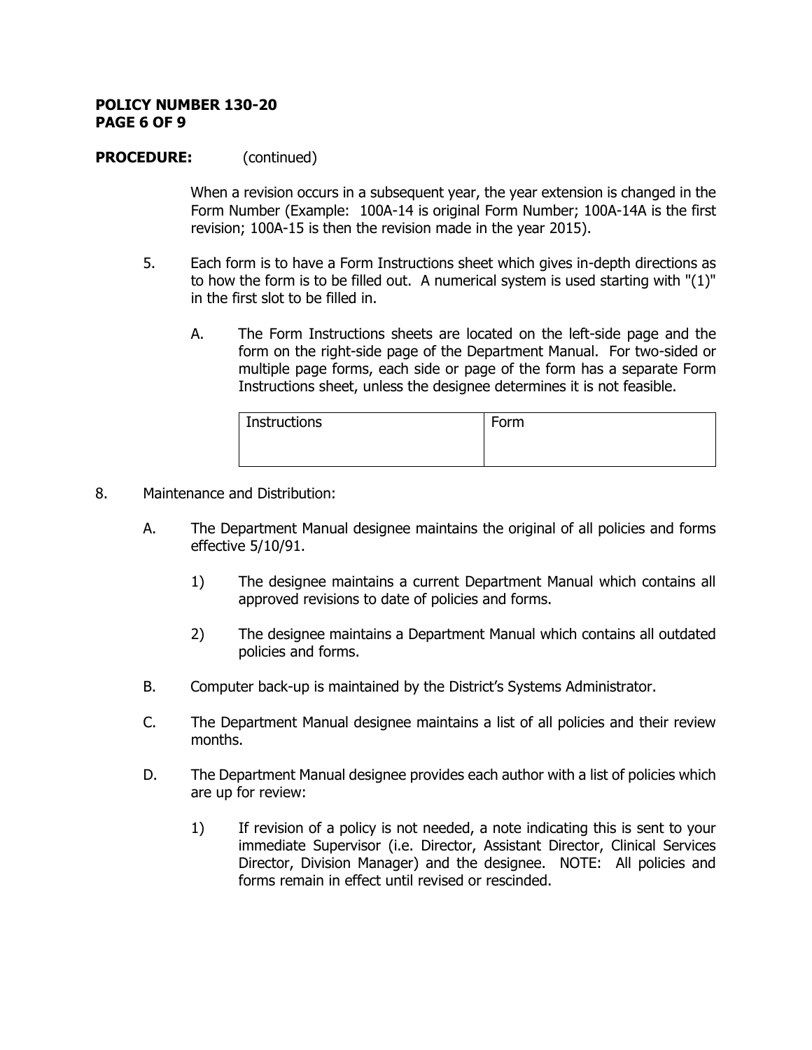**PROCEDURE:** (continued)

When a revision occurs in a subsequent year, the year extension is changed in the Form Number (Example: 100A-14 is original Form Number; 100A-14A is the first revision; 100A-15 is then the revision made in the year 2015).

5. Each form is to have a Form Instructions sheet which gives in-depth directions as to how the form is to be filled out. A numerical system is used starting with "(1)" in the first slot to be filled in.

   A. The Form Instructions sheets are located on the left-side page and the form on the right-side page of the Department Manual. For two-sided or multiple page forms, each side or page of the form has a separate Form Instructions sheet, unless the designee determines it is not feasible.

   | Instructions | Form |
   |---|---|
   | | |

8. Maintenance and Distribution:

   A. The Department Manual designee maintains the original of all policies and forms effective 5/10/91.

      1) The designee maintains a current Department Manual which contains all approved revisions to date of policies and forms.

      2) The designee maintains a Department Manual which contains all outdated policies and forms.

   B. Computer back-up is maintained by the District's Systems Administrator.

   C. The Department Manual designee maintains a list of all policies and their review months.

   D. The Department Manual designee provides each author with a list of policies which are up for review:

      1) If revision of a policy is not needed, a note indicating this is sent to your immediate Supervisor (i.e. Director, Assistant Director, Clinical Services Director, Division Manager) and the designee. NOTE: All policies and forms remain in effect until revised or rescinded.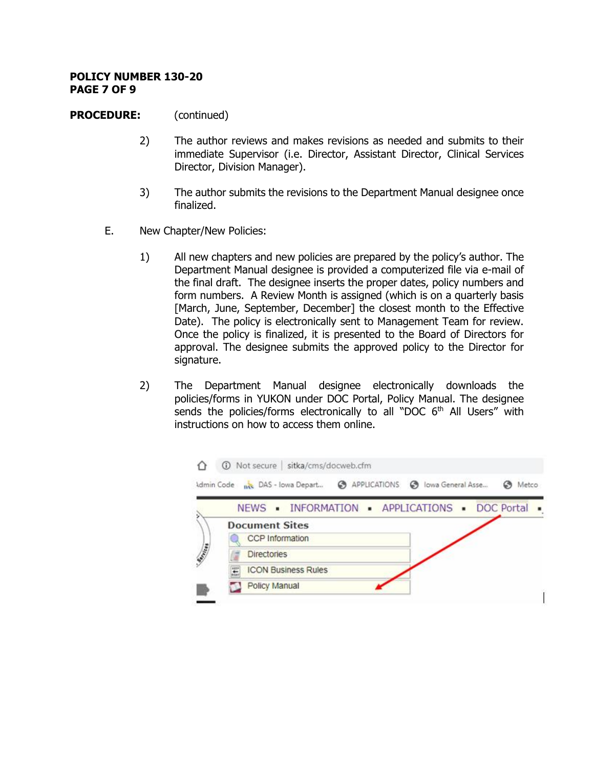**PROCEDURE:** (continued)

2) The author reviews and makes revisions as needed and submits to their immediate Supervisor (i.e. Director, Assistant Director, Clinical Services Director, Division Manager).

3) The author submits the revisions to the Department Manual designee once finalized.

E. New Chapter/New Policies:

1) All new chapters and new policies are prepared by the policy's author. The Department Manual designee is provided a computerized file via e-mail of the final draft. The designee inserts the proper dates, policy numbers and form numbers. A Review Month is assigned (which is on a quarterly basis [March, June, September, December] the closest month to the Effective Date). The policy is electronically sent to Management Team for review. Once the policy is finalized, it is presented to the Board of Directors for approval. The designee submits the approved policy to the Director for signature.

2) The Department Manual designee electronically downloads the policies/forms in YUKON under DOC Portal, Policy Manual. The designee sends the policies/forms electronically to all "DOC 6th All Users" with instructions on how to access them online.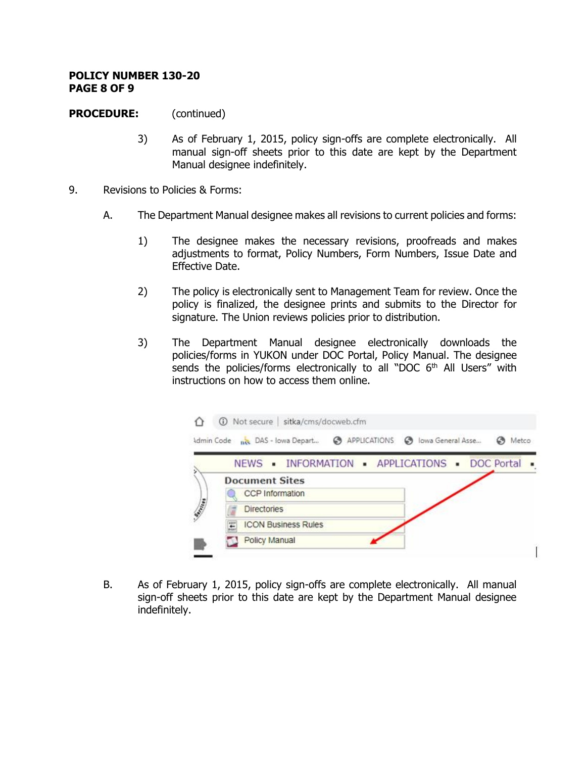**PROCEDURE:** (continued)

3) As of February 1, 2015, policy sign-offs are complete electronically. All manual sign-off sheets prior to this date are kept by the Department Manual designee indefinitely.

9. Revisions to Policies & Forms:

   A. The Department Manual designee makes all revisions to current policies and forms:

      1) The designee makes the necessary revisions, proofreads and makes adjustments to format, Policy Numbers, Form Numbers, Issue Date and Effective Date.

      2) The policy is electronically sent to Management Team for review. Once the policy is finalized, the designee prints and submits to the Director for signature. The Union reviews policies prior to distribution.

      3) The Department Manual designee electronically downloads the policies/forms in YUKON under DOC Portal, Policy Manual. The designee sends the policies/forms electronically to all "DOC 6th All Users" with instructions on how to access them online.

   B. As of February 1, 2015, policy sign-offs are complete electronically. All manual sign-off sheets prior to this date are kept by the Department Manual designee indefinitely.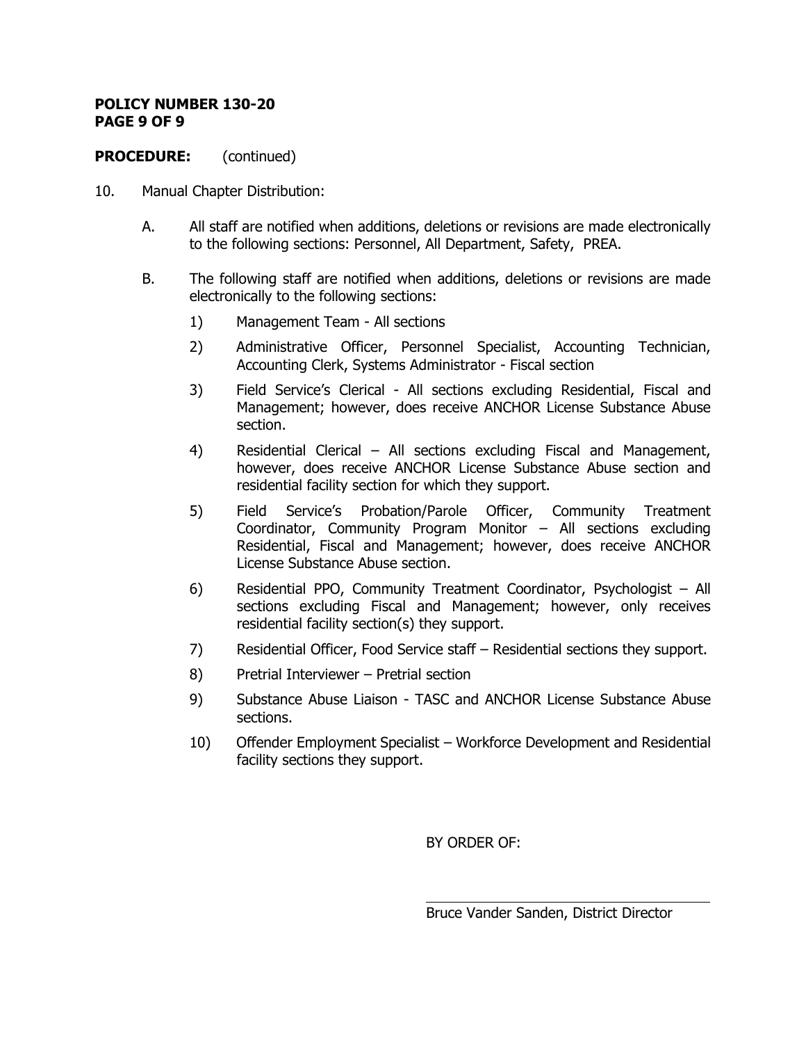**PROCEDURE:** (continued)

10. Manual Chapter Distribution:

    A. All staff are notified when additions, deletions or revisions are made electronically to the following sections: Personnel, All Department, Safety, PREA.

    B. The following staff are notified when additions, deletions or revisions are made electronically to the following sections:

        1) Management Team - All sections

        2) Administrative Officer, Personnel Specialist, Accounting Technician, Accounting Clerk, Systems Administrator - Fiscal section

        3) Field Service's Clerical - All sections excluding Residential, Fiscal and Management; however, does receive ANCHOR License Substance Abuse section.

        4) Residential Clerical – All sections excluding Fiscal and Management, however, does receive ANCHOR License Substance Abuse section and residential facility section for which they support.

        5) Field Service's Probation/Parole Officer, Community Treatment Coordinator, Community Program Monitor – All sections excluding Residential, Fiscal and Management; however, does receive ANCHOR License Substance Abuse section.

        6) Residential PPO, Community Treatment Coordinator, Psychologist – All sections excluding Fiscal and Management; however, only receives residential facility section(s) they support.

        7) Residential Officer, Food Service staff – Residential sections they support.

        8) Pretrial Interviewer – Pretrial section

        9) Substance Abuse Liaison - TASC and ANCHOR License Substance Abuse sections.

        10) Offender Employment Specialist – Workforce Development and Residential facility sections they support.

BY ORDER OF:

Bruce Vander Sanden, District Director